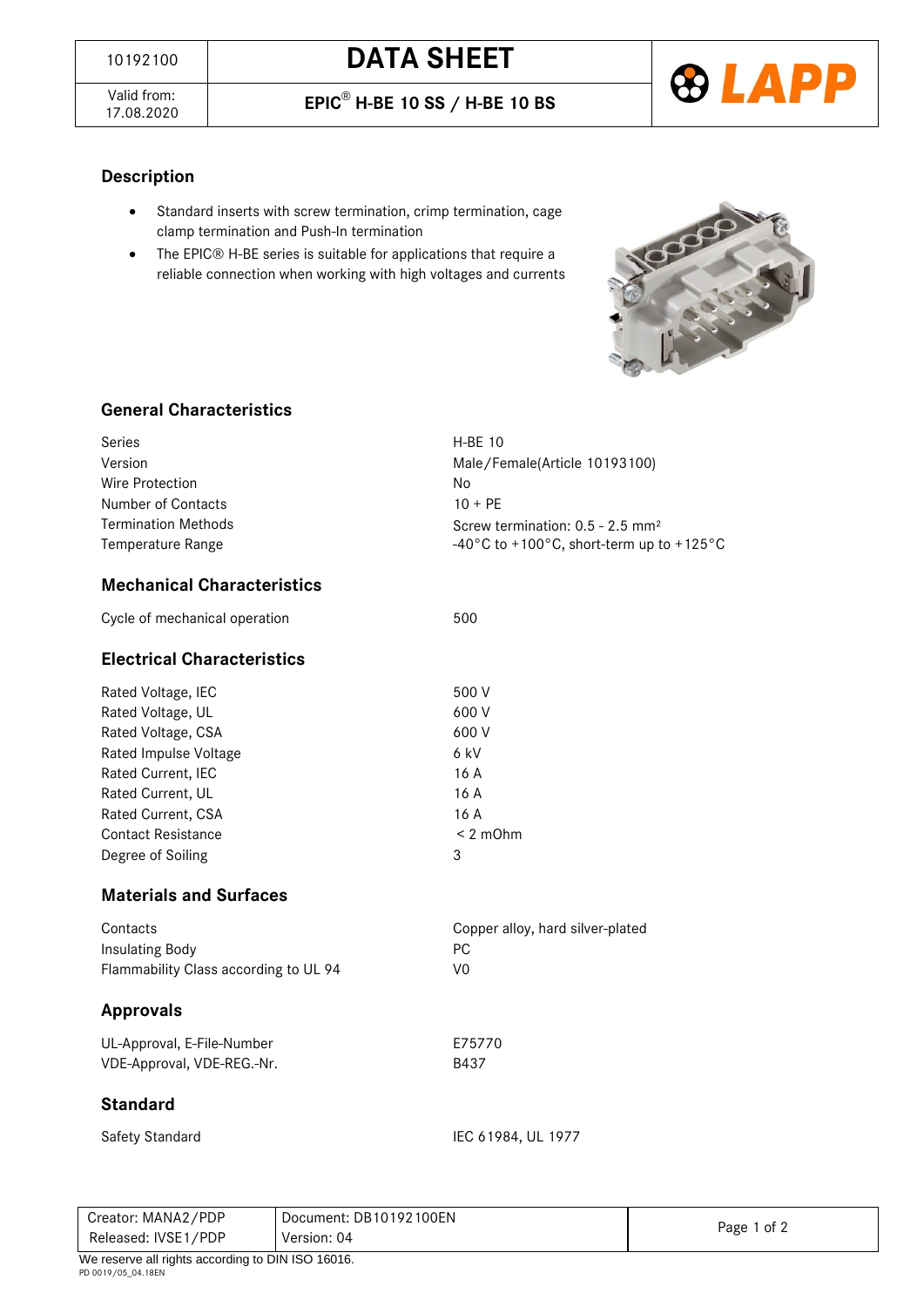| 10192100 | DATA SHEET |
|---|---|
| Valid from: 17.08.2020 | EPIC® H-BE 10 SS / H-BE 10 BS |

## Description

- Standard inserts with screw termination, crimp termination, cage clamp termination and Push-In termination
- The EPIC® H-BE series is suitable for applications that require a reliable connection when working with high voltages and currents

## General Characteristics

| | |
|---|---|
| Series | H-BE 10 |
| Version | Male/Female(Article 10193100) |
| Wire Protection | No |
| Number of Contacts | 10 + PE |
| Termination Methods | Screw termination: 0.5 - 2.5 mm² |
| Temperature Range | -40°C to +100°C, short-term up to +125°C |

## Mechanical Characteristics

| | |
|---|---|
| Cycle of mechanical operation | 500 |

## Electrical Characteristics

| | |
|---|---|
| Rated Voltage, IEC | 500 V |
| Rated Voltage, UL | 600 V |
| Rated Voltage, CSA | 600 V |
| Rated Impulse Voltage | 6 kV |
| Rated Current, IEC | 16 A |
| Rated Current, UL | 16 A |
| Rated Current, CSA | 16 A |
| Contact Resistance | < 2 mOhm |
| Degree of Soiling | 3 |

## Materials and Surfaces

| | |
|---|---|
| Contacts | Copper alloy, hard silver-plated |
| Insulating Body | PC |
| Flammability Class according to UL 94 | V0 |

## Approvals

| | |
|---|---|
| UL-Approval, E-File-Number | E75770 |
| VDE-Approval, VDE-REG.-Nr. | B437 |

## Standard

| | |
|---|---|
| Safety Standard | IEC 61984, UL 1977 |

| | |
|---|---|
| Creator: MANA2/PDP | Document: DB10192100EN |
| Released: IVSE1/PDP | Version: 04 |

We reserve all rights according to DIN ISO 16016.

PD 0019/05_04.18EN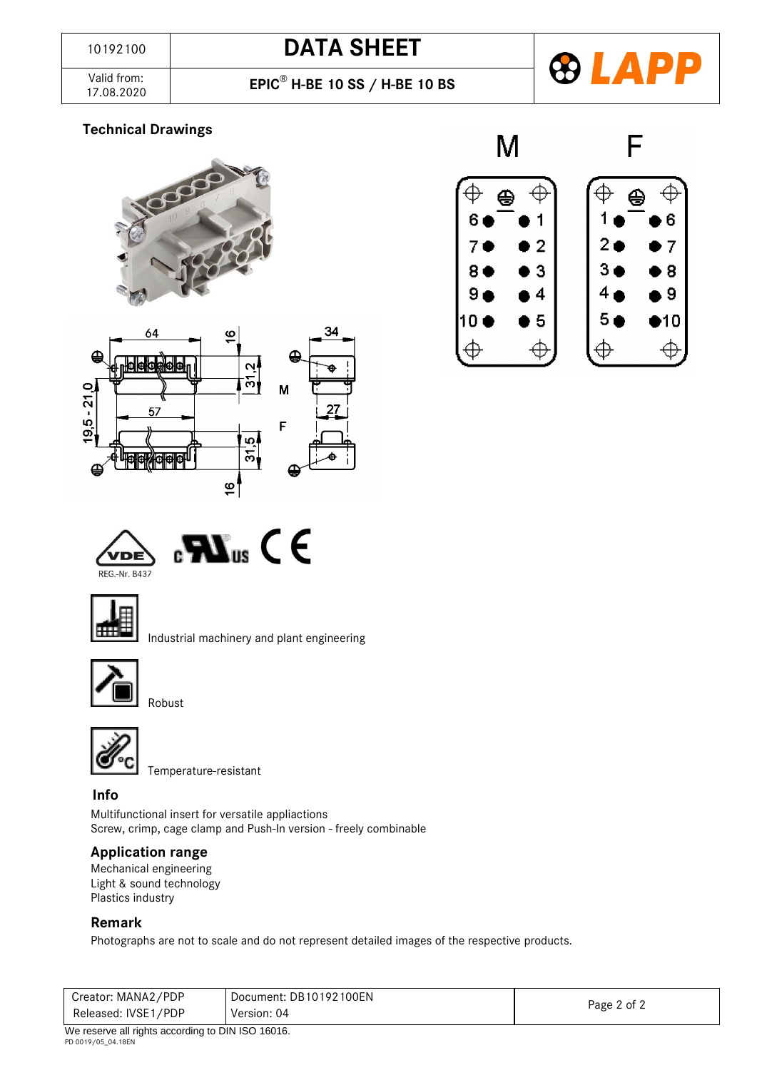## Technical Drawings

M

F

64

16

34

31,2

M

19,5 - 21,0

57

27

F

31,5

16

6 1
7 2
8 3
9 4
10 5

1 6
2 7
3 8
4 9
5 10

REG.-Nr. B437

Industrial machinery and plant engineering

Robust

Temperature-resistant

## Info

Multifunctional insert for versatile appliactions
Screw, crimp, cage clamp and Push-In version - freely combinable

## Application range

Mechanical engineering
Light & sound technology
Plastics industry

## Remark

Photographs are not to scale and do not represent detailed images of the respective products.

| | |
|---|---|
| Creator: MANA2/PDP | Document: DB10192100EN |
| Released: IVSE1/PDP | Version: 04 |

We reserve all rights according to DIN ISO 16016.
PD 0019/05_04.18EN